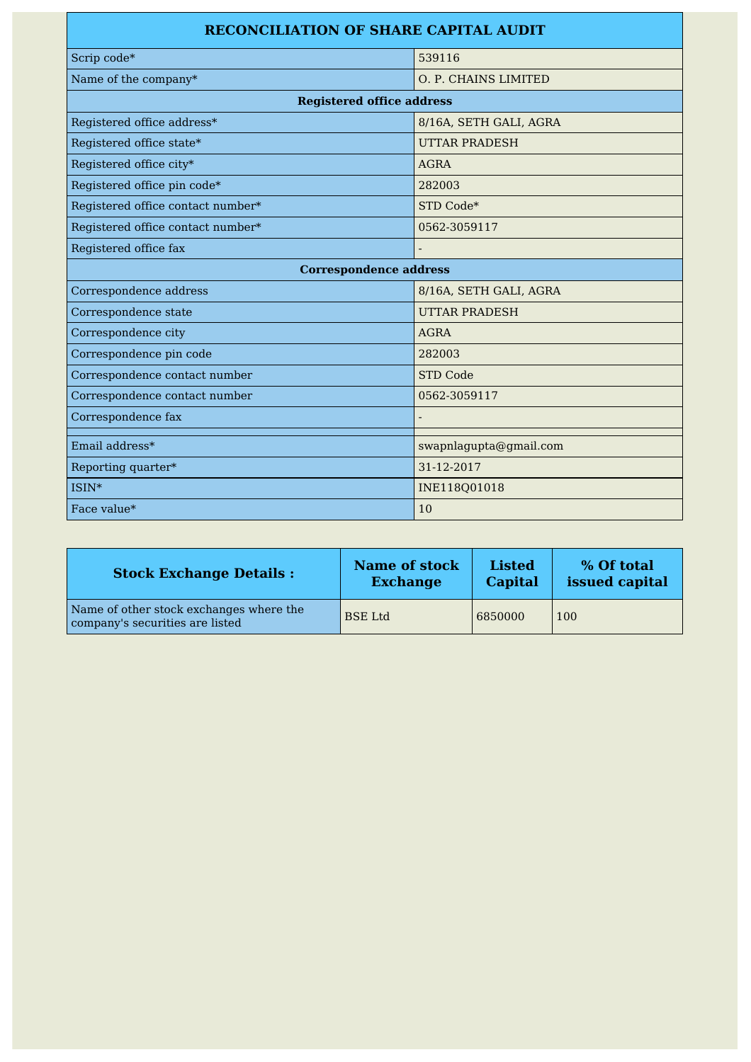# RECONCILIATION OF SHARE CAPITAL AUDIT

| | |
|---|---|
| Scrip code* | 539116 |
| Name of the company* | O. P. CHAINS LIMITED |
| **Registered office address** | |
| Registered office address* | 8/16A, SETH GALI, AGRA |
| Registered office state* | UTTAR PRADESH |
| Registered office city* | AGRA |
| Registered office pin code* | 282003 |
| Registered office contact number* | STD Code* |
| Registered office contact number* | 0562-3059117 |
| Registered office fax | - |
| **Correspondence address** | |
| Correspondence address | 8/16A, SETH GALI, AGRA |
| Correspondence state | UTTAR PRADESH |
| Correspondence city | AGRA |
| Correspondence pin code | 282003 |
| Correspondence contact number | STD Code |
| Correspondence contact number | 0562-3059117 |
| Correspondence fax | - |
| | |
| Email address* | swapnlagupta@gmail.com |
| Reporting quarter* | 31-12-2017 |
| ISIN* | INE118Q01018 |
| Face value* | 10 |

| Stock Exchange Details : | Name of stock Exchange | Listed Capital | % Of total issued capital |
|---|---|---|---|
| Name of other stock exchanges where the company's securities are listed | BSE Ltd | 6850000 | 100 |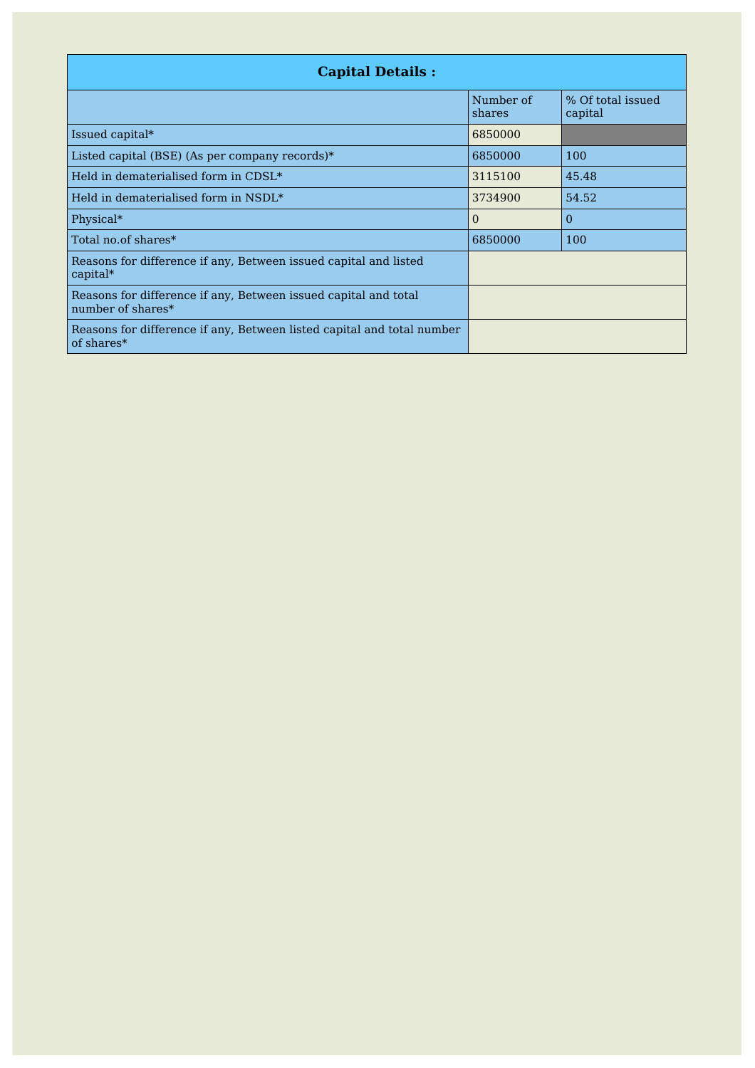| Capital Details : | | |
|---|---|---|
| | Number of shares | % Of total issued capital |
| Issued capital* | 6850000 | |
| Listed capital (BSE) (As per company records)* | 6850000 | 100 |
| Held in dematerialised form in CDSL* | 3115100 | 45.48 |
| Held in dematerialised form in NSDL* | 3734900 | 54.52 |
| Physical* | 0 | 0 |
| Total no.of shares* | 6850000 | 100 |
| Reasons for difference if any, Between issued capital and listed capital* | | |
| Reasons for difference if any, Between issued capital and total number of shares* | | |
| Reasons for difference if any, Between listed capital and total number of shares* | | |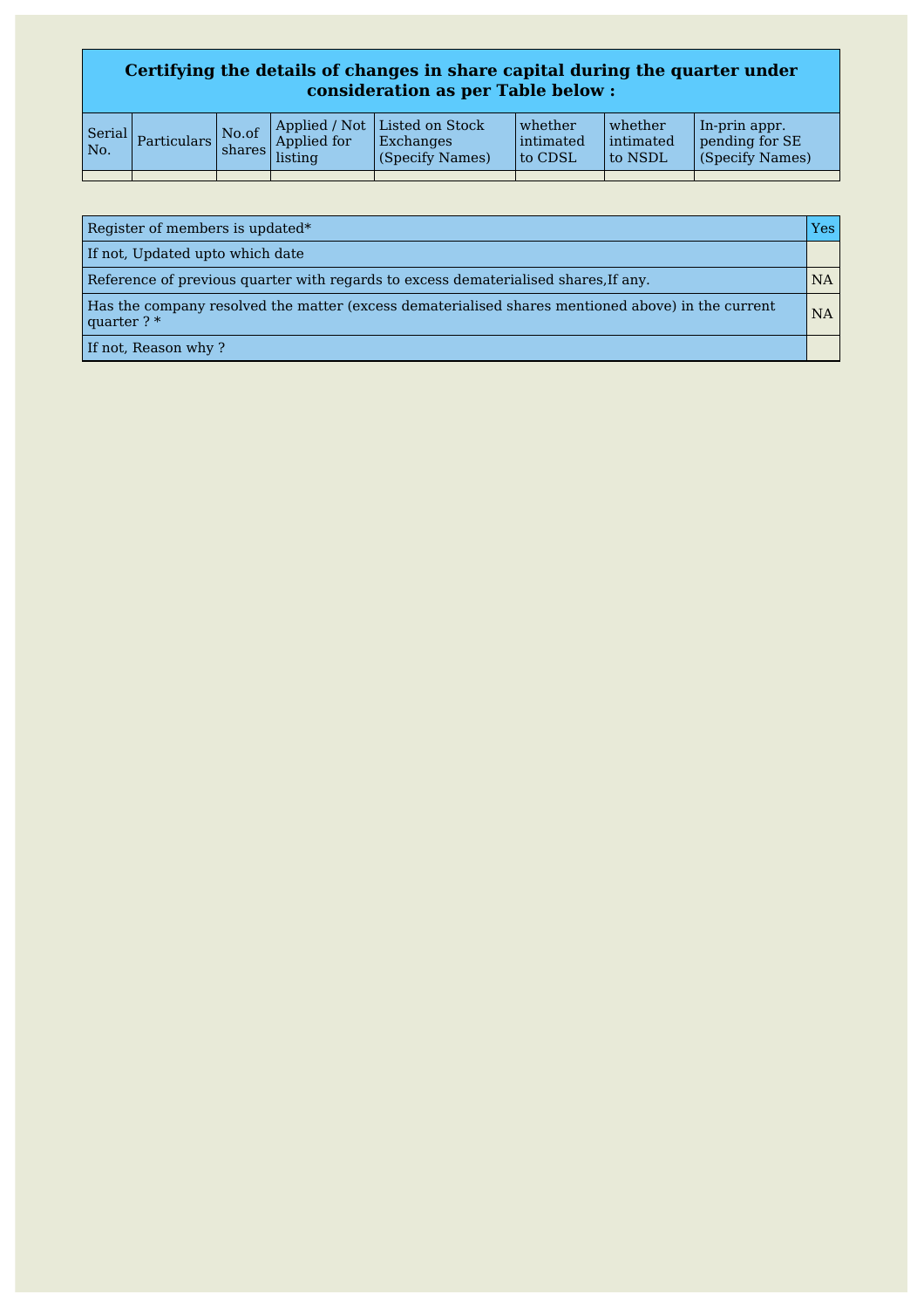**Certifying the details of changes in share capital during the quarter under consideration as per Table below :**

| Serial No. | Particulars | No.of shares | Applied / Not Applied for listing | Listed on Stock Exchanges (Specify Names) | whether intimated to CDSL | whether intimated to NSDL | In-prin appr. pending for SE (Specify Names) |
|---|---|---|---|---|---|---|---|
| | | | | | | | |

| | |
|---|---|
| Register of members is updated* | Yes |
| If not, Updated upto which date | |
| Reference of previous quarter with regards to excess dematerialised shares,If any. | NA |
| Has the company resolved the matter (excess dematerialised shares mentioned above) in the current quarter ? * | NA |
| If not, Reason why ? | |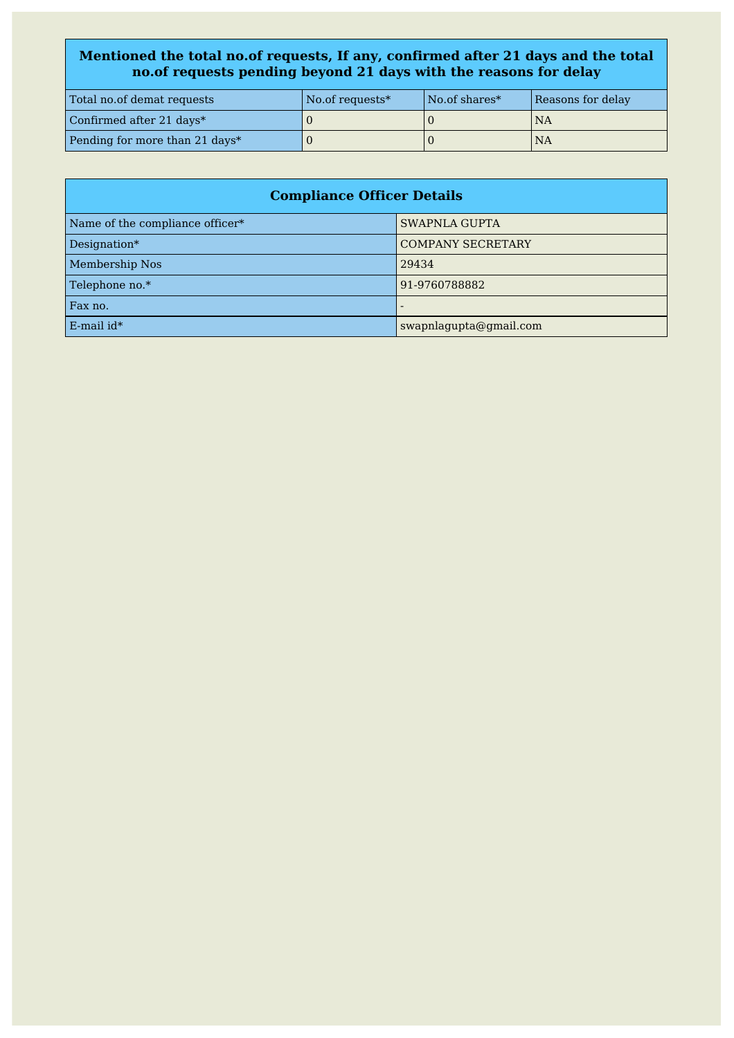| Mentioned the total no.of requests, If any, confirmed after 21 days and the total no.of requests pending beyond 21 days with the reasons for delay | | | |
|---|---|---|---|
| Total no.of demat requests | No.of requests* | No.of shares* | Reasons for delay |
| Confirmed after 21 days* | 0 | 0 | NA |
| Pending for more than 21 days* | 0 | 0 | NA |

| Compliance Officer Details | |
|---|---|
| Name of the compliance officer* | SWAPNLA GUPTA |
| Designation* | COMPANY SECRETARY |
| Membership Nos | 29434 |
| Telephone no.* | 91-9760788882 |
| Fax no. | - |
| E-mail id* | swapnlagupta@gmail.com |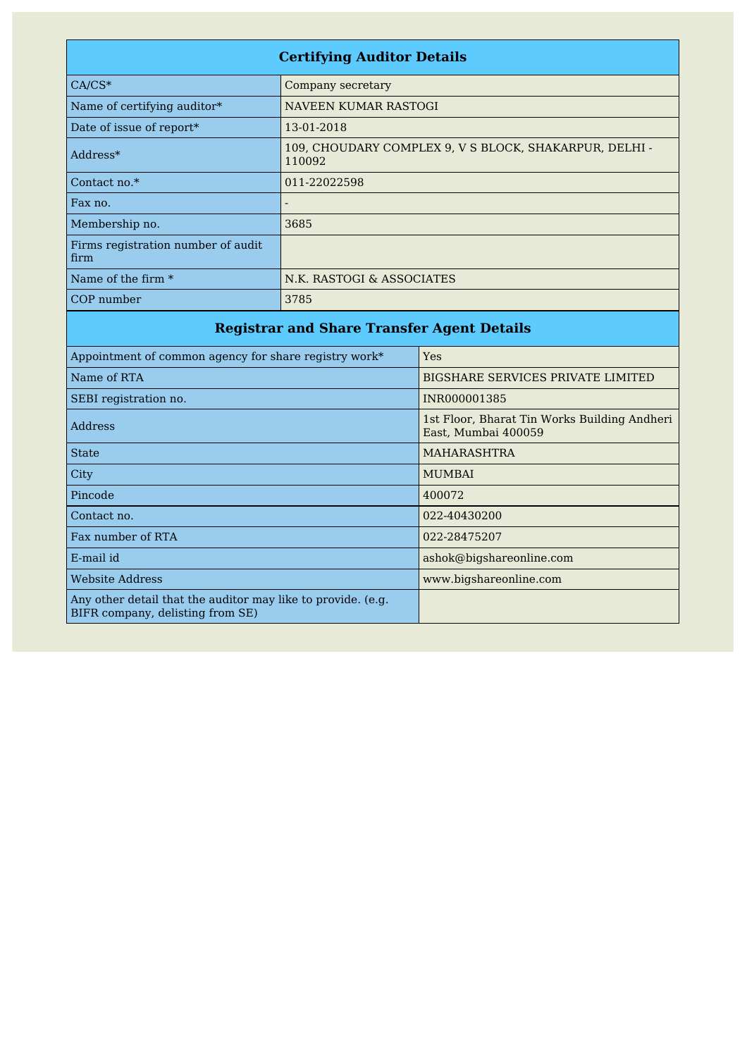## Certifying Auditor Details

| | |
|---|---|
| CA/CS* | Company secretary |
| Name of certifying auditor* | NAVEEN KUMAR RASTOGI |
| Date of issue of report* | 13-01-2018 |
| Address* | 109, CHOUDARY COMPLEX 9, V S BLOCK, SHAKARPUR, DELHI - 110092 |
| Contact no.* | 011-22022598 |
| Fax no. | - |
| Membership no. | 3685 |
| Firms registration number of audit firm | |
| Name of the firm * | N.K. RASTOGI & ASSOCIATES |
| COP number | 3785 |

## Registrar and Share Transfer Agent Details

| | |
|---|---|
| Appointment of common agency for share registry work* | Yes |
| Name of RTA | BIGSHARE SERVICES PRIVATE LIMITED |
| SEBI registration no. | INR000001385 |
| Address | 1st Floor, Bharat Tin Works Building Andheri East, Mumbai 400059 |
| State | MAHARASHTRA |
| City | MUMBAI |
| Pincode | 400072 |
| Contact no. | 022-40430200 |
| Fax number of RTA | 022-28475207 |
| E-mail id | ashok@bigshareonline.com |
| Website Address | www.bigshareonline.com |
| Any other detail that the auditor may like to provide. (e.g. BIFR company, delisting from SE) | |